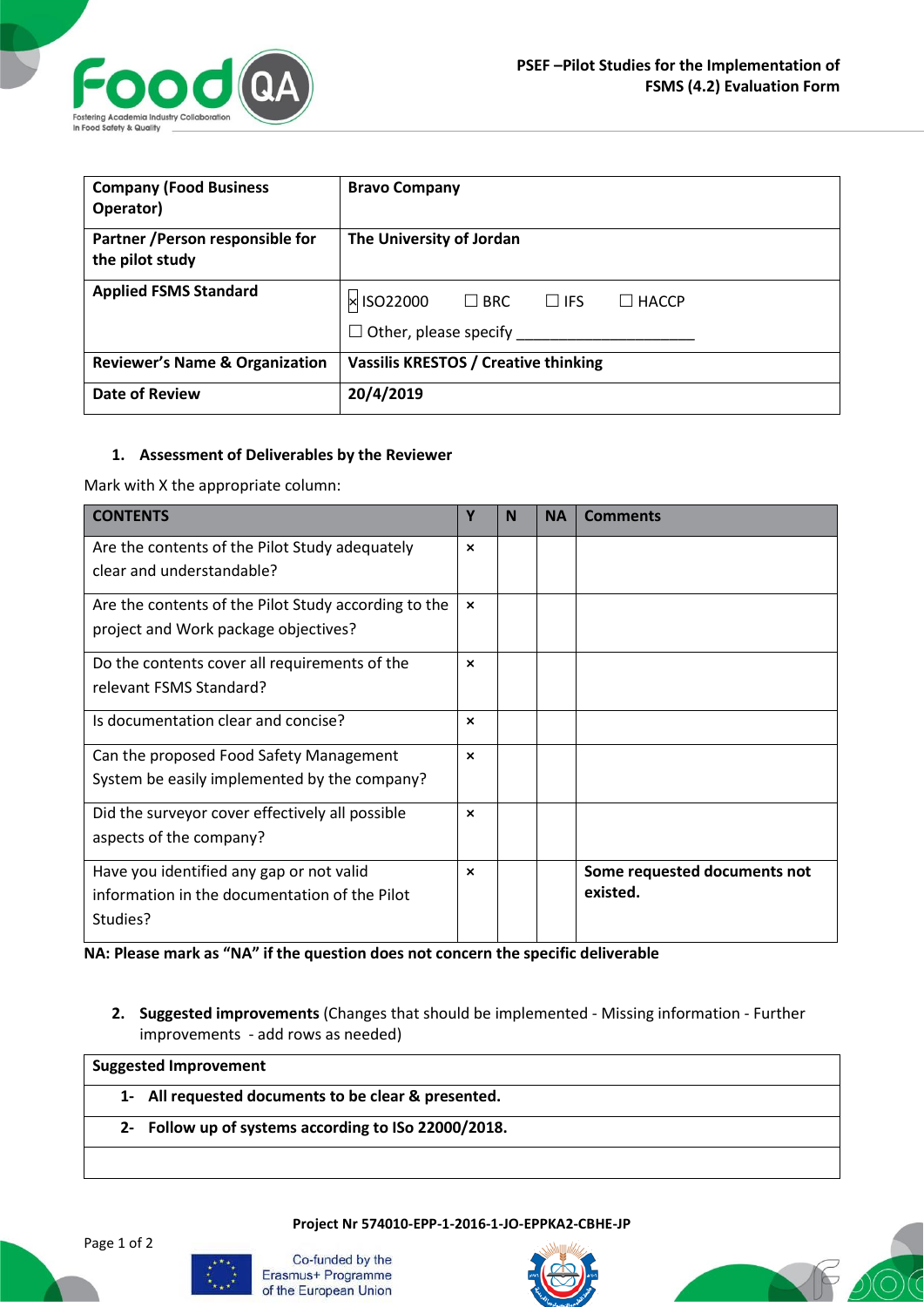PSEF –Pilot Studies for the Implementation of FSMS (4.2) Evaluation Form

| **Company (Food Business Operator)** | **Bravo Company** |
|---|---|
| **Partner /Person responsible for the pilot study** | **The University of Jordan** |
| **Applied FSMS Standard** | ☒ ISO22000 ☐ BRC ☐ IFS ☐ HACCP<br>☐ Other, please specify ______________________ |
| **Reviewer's Name & Organization** | **Vassilis KRESTOS / Creative thinking** |
| **Date of Review** | **20/4/2019** |

## 1. Assessment of Deliverables by the Reviewer

Mark with X the appropriate column:

| CONTENTS | Y | N | NA | Comments |
|---|---|---|---|---|
| Are the contents of the Pilot Study adequately clear and understandable? | × | | | |
| Are the contents of the Pilot Study according to the project and Work package objectives? | × | | | |
| Do the contents cover all requirements of the relevant FSMS Standard? | × | | | |
| Is documentation clear and concise? | × | | | |
| Can the proposed Food Safety Management System be easily implemented by the company? | × | | | |
| Did the surveyor cover effectively all possible aspects of the company? | × | | | |
| Have you identified any gap or not valid information in the documentation of the Pilot Studies? | × | | | **Some requested documents not existed.** |

**NA: Please mark as "NA" if the question does not concern the specific deliverable**

## 2. **Suggested improvements** (Changes that should be implemented - Missing information - Further improvements - add rows as needed)

| Suggested Improvement |
|---|
| **1- All requested documents to be clear & presented.** |
| **2- Follow up of systems according to ISo 22000/2018.** |
| |

Project Nr 574010-EPP-1-2016-1-JO-EPPKA2-CBHE-JP

Co-funded by the Erasmus+ Programme of the European Union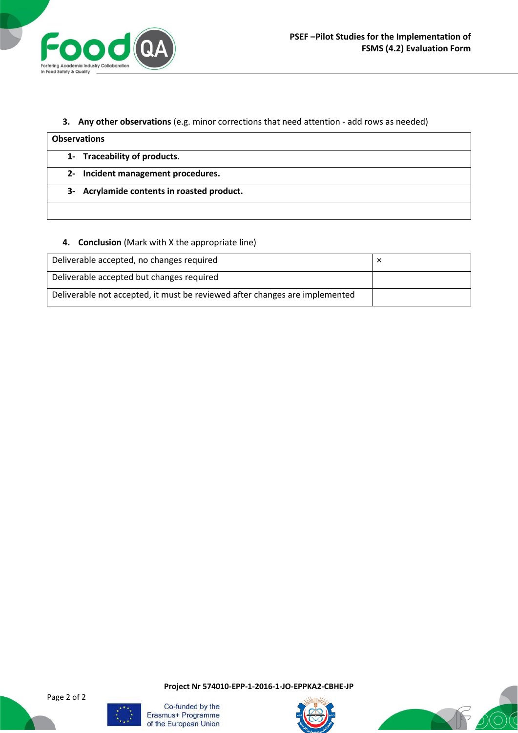3. **Any other observations** (e.g. minor corrections that need attention - add rows as needed)

| Observations |
|---|
| **1- Traceability of products.** |
| **2- Incident management procedures.** |
| **3- Acrylamide contents in roasted product.** |
| |

4. **Conclusion** (Mark with X the appropriate line)

| | |
|---|---|
| Deliverable accepted, no changes required | × |
| Deliverable accepted but changes required | |
| Deliverable not accepted, it must be reviewed after changes are implemented | |